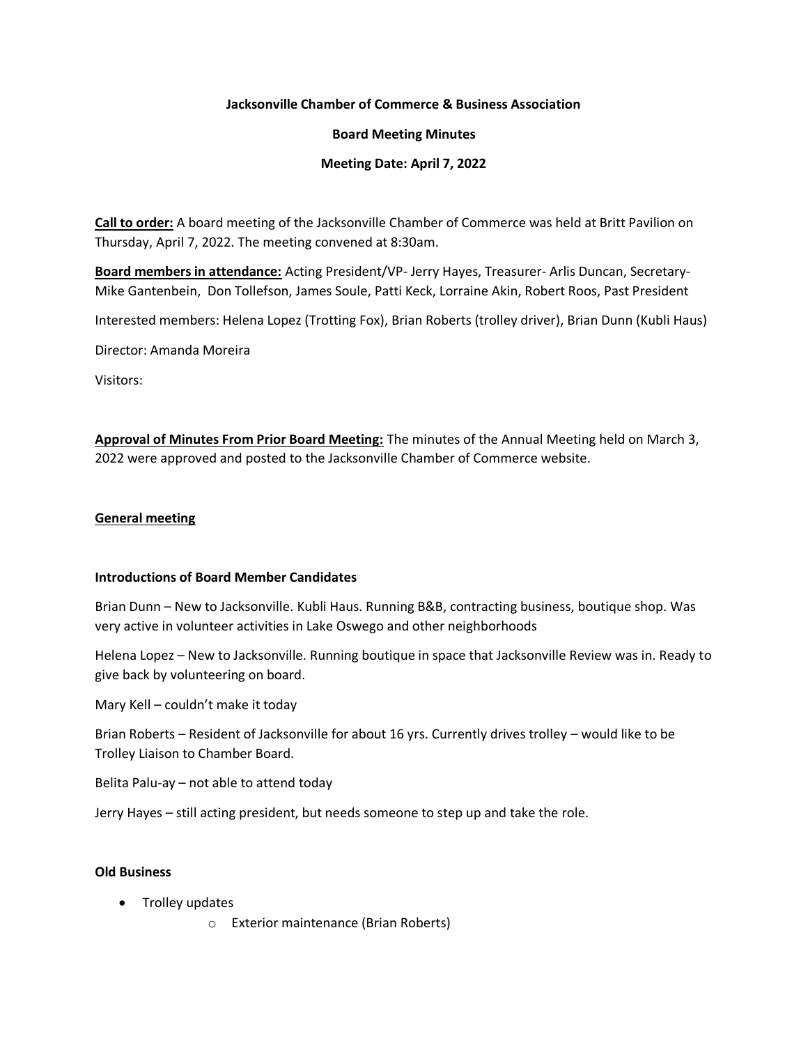**Jacksonville Chamber of Commerce & Business Association**

**Board Meeting Minutes**

**Meeting Date: April 7, 2022**

**Call to order:** A board meeting of the Jacksonville Chamber of Commerce was held at Britt Pavilion on Thursday, April 7, 2022. The meeting convened at 8:30am.

**Board members in attendance:** Acting President/VP- Jerry Hayes, Treasurer- Arlis Duncan, Secretary- Mike Gantenbein, Don Tollefson, James Soule, Patti Keck, Lorraine Akin, Robert Roos, Past President

Interested members: Helena Lopez (Trotting Fox), Brian Roberts (trolley driver), Brian Dunn (Kubli Haus)

Director: Amanda Moreira

Visitors:

**Approval of Minutes From Prior Board Meeting:** The minutes of the Annual Meeting held on March 3, 2022 were approved and posted to the Jacksonville Chamber of Commerce website.

**General meeting**

**Introductions of Board Member Candidates**

Brian Dunn – New to Jacksonville. Kubli Haus. Running B&B, contracting business, boutique shop. Was very active in volunteer activities in Lake Oswego and other neighborhoods

Helena Lopez – New to Jacksonville. Running boutique in space that Jacksonville Review was in. Ready to give back by volunteering on board.

Mary Kell – couldn't make it today

Brian Roberts – Resident of Jacksonville for about 16 yrs. Currently drives trolley – would like to be Trolley Liaison to Chamber Board.

Belita Palu-ay – not able to attend today

Jerry Hayes – still acting president, but needs someone to step up and take the role.

**Old Business**

- Trolley updates
  - Exterior maintenance (Brian Roberts)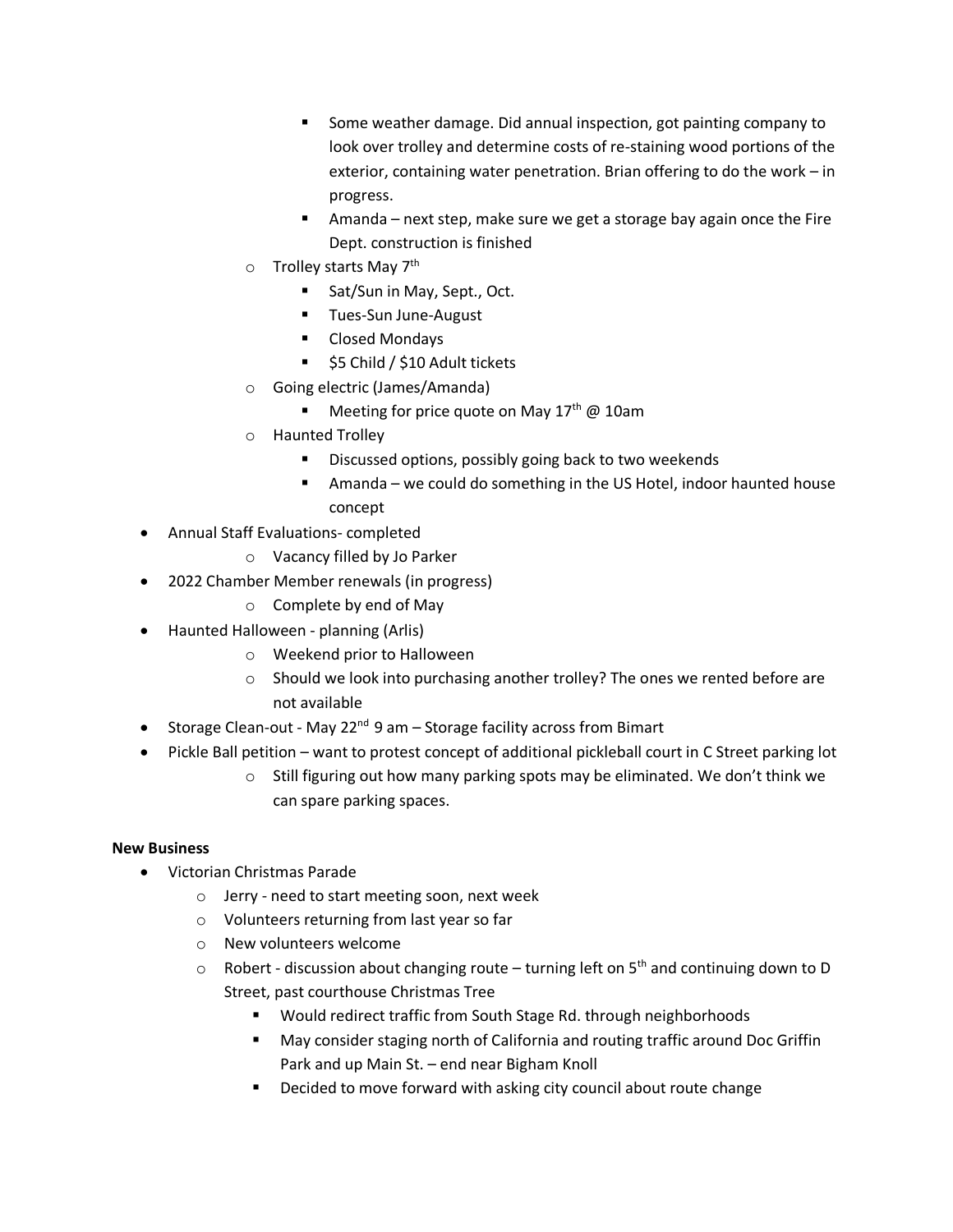- Some weather damage. Did annual inspection, got painting company to look over trolley and determine costs of re-staining wood portions of the exterior, containing water penetration. Brian offering to do the work – in progress.
        - Amanda – next step, make sure we get a storage bay again once the Fire Dept. construction is finished
    - Trolley starts May 7th
        - Sat/Sun in May, Sept., Oct.
        - Tues-Sun June-August
        - Closed Mondays
        - $5 Child / $10 Adult tickets
    - Going electric (James/Amanda)
        - Meeting for price quote on May 17th @ 10am
    - Haunted Trolley
        - Discussed options, possibly going back to two weekends
        - Amanda – we could do something in the US Hotel, indoor haunted house concept
- Annual Staff Evaluations- completed
    - Vacancy filled by Jo Parker
- 2022 Chamber Member renewals (in progress)
    - Complete by end of May
- Haunted Halloween - planning (Arlis)
    - Weekend prior to Halloween
    - Should we look into purchasing another trolley? The ones we rented before are not available
- Storage Clean-out - May 22nd 9 am – Storage facility across from Bimart
- Pickle Ball petition – want to protest concept of additional pickleball court in C Street parking lot
    - Still figuring out how many parking spots may be eliminated. We don't think we can spare parking spaces.

**New Business**

- Victorian Christmas Parade
    - Jerry - need to start meeting soon, next week
    - Volunteers returning from last year so far
    - New volunteers welcome
    - Robert - discussion about changing route – turning left on 5th and continuing down to D Street, past courthouse Christmas Tree
        - Would redirect traffic from South Stage Rd. through neighborhoods
        - May consider staging north of California and routing traffic around Doc Griffin Park and up Main St. – end near Bigham Knoll
        - Decided to move forward with asking city council about route change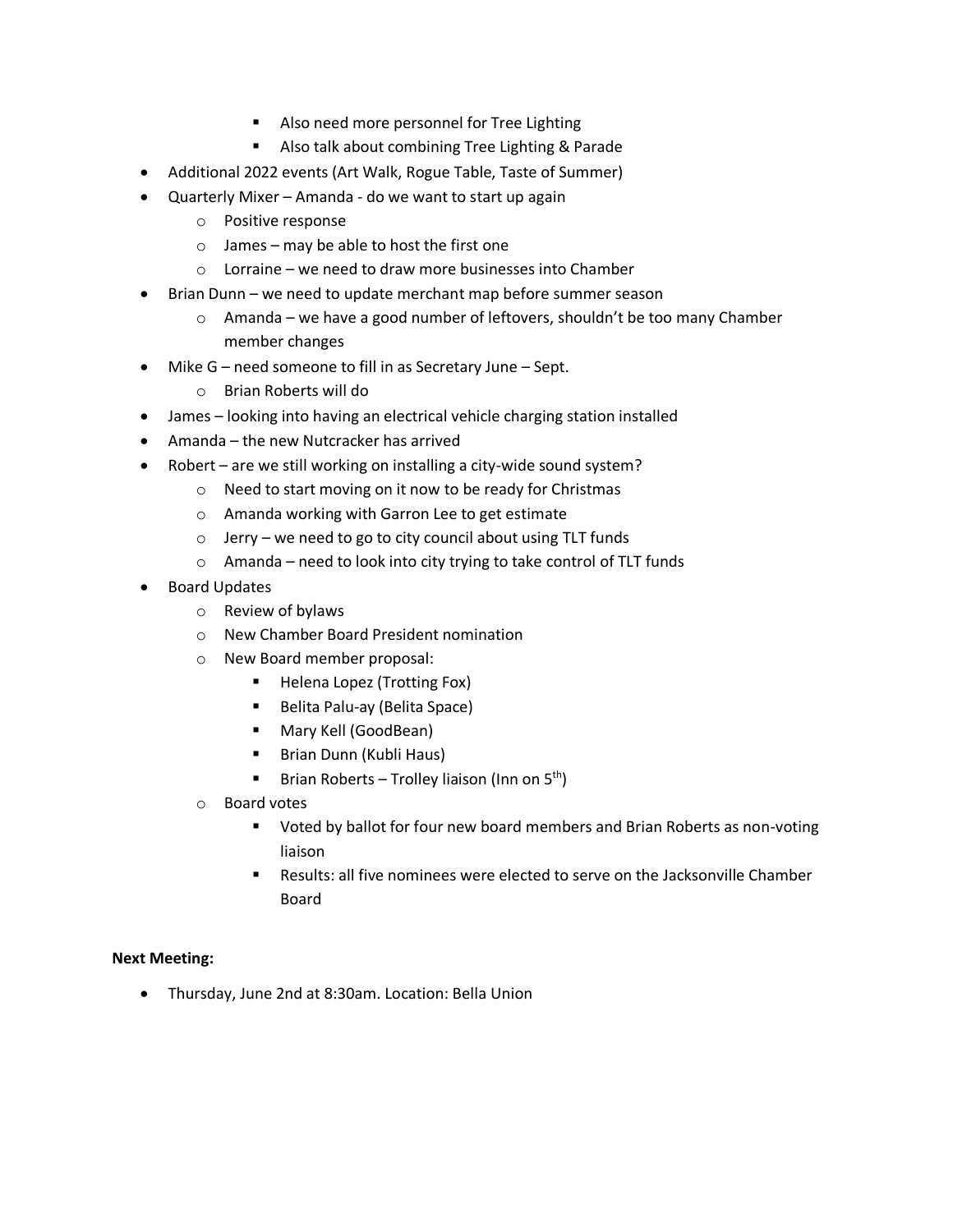- Also need more personnel for Tree Lighting
        - Also talk about combining Tree Lighting & Parade
- Additional 2022 events (Art Walk, Rogue Table, Taste of Summer)
- Quarterly Mixer – Amanda - do we want to start up again
    - Positive response
    - James – may be able to host the first one
    - Lorraine – we need to draw more businesses into Chamber
- Brian Dunn – we need to update merchant map before summer season
    - Amanda – we have a good number of leftovers, shouldn't be too many Chamber member changes
- Mike G – need someone to fill in as Secretary June – Sept.
    - Brian Roberts will do
- James – looking into having an electrical vehicle charging station installed
- Amanda – the new Nutcracker has arrived
- Robert – are we still working on installing a city-wide sound system?
    - Need to start moving on it now to be ready for Christmas
    - Amanda working with Garron Lee to get estimate
    - Jerry – we need to go to city council about using TLT funds
    - Amanda – need to look into city trying to take control of TLT funds
- Board Updates
    - Review of bylaws
    - New Chamber Board President nomination
    - New Board member proposal:
        - Helena Lopez (Trotting Fox)
        - Belita Palu-ay (Belita Space)
        - Mary Kell (GoodBean)
        - Brian Dunn (Kubli Haus)
        - Brian Roberts – Trolley liaison (Inn on 5th)
    - Board votes
        - Voted by ballot for four new board members and Brian Roberts as non-voting liaison
        - Results: all five nominees were elected to serve on the Jacksonville Chamber Board

**Next Meeting:**

- Thursday, June 2nd at 8:30am. Location: Bella Union